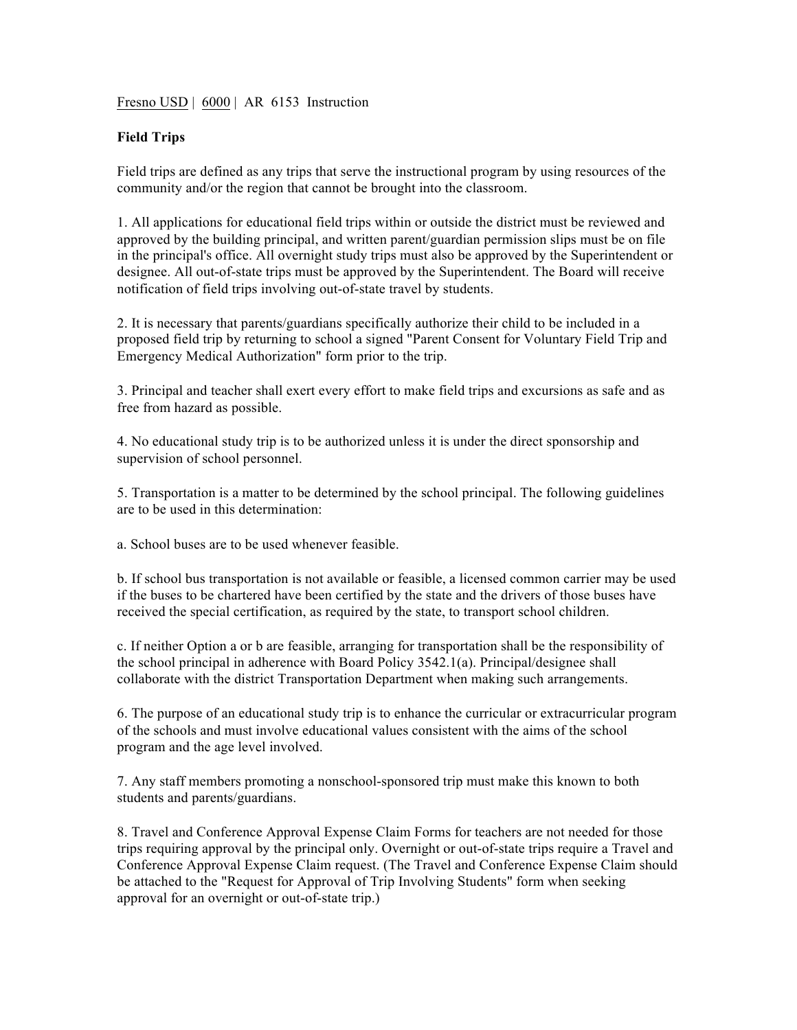Fresno USD | 6000 | AR 6153 Instruction

**Field Trips**

Field trips are defined as any trips that serve the instructional program by using resources of the community and/or the region that cannot be brought into the classroom.

1. All applications for educational field trips within or outside the district must be reviewed and approved by the building principal, and written parent/guardian permission slips must be on file in the principal's office. All overnight study trips must also be approved by the Superintendent or designee. All out-of-state trips must be approved by the Superintendent. The Board will receive notification of field trips involving out-of-state travel by students.

2. It is necessary that parents/guardians specifically authorize their child to be included in a proposed field trip by returning to school a signed "Parent Consent for Voluntary Field Trip and Emergency Medical Authorization" form prior to the trip.

3. Principal and teacher shall exert every effort to make field trips and excursions as safe and as free from hazard as possible.

4. No educational study trip is to be authorized unless it is under the direct sponsorship and supervision of school personnel.

5. Transportation is a matter to be determined by the school principal. The following guidelines are to be used in this determination:

a. School buses are to be used whenever feasible.

b. If school bus transportation is not available or feasible, a licensed common carrier may be used if the buses to be chartered have been certified by the state and the drivers of those buses have received the special certification, as required by the state, to transport school children.

c. If neither Option a or b are feasible, arranging for transportation shall be the responsibility of the school principal in adherence with Board Policy 3542.1(a). Principal/designee shall collaborate with the district Transportation Department when making such arrangements.

6. The purpose of an educational study trip is to enhance the curricular or extracurricular program of the schools and must involve educational values consistent with the aims of the school program and the age level involved.

7. Any staff members promoting a nonschool-sponsored trip must make this known to both students and parents/guardians.

8. Travel and Conference Approval Expense Claim Forms for teachers are not needed for those trips requiring approval by the principal only. Overnight or out-of-state trips require a Travel and Conference Approval Expense Claim request. (The Travel and Conference Expense Claim should be attached to the "Request for Approval of Trip Involving Students" form when seeking approval for an overnight or out-of-state trip.)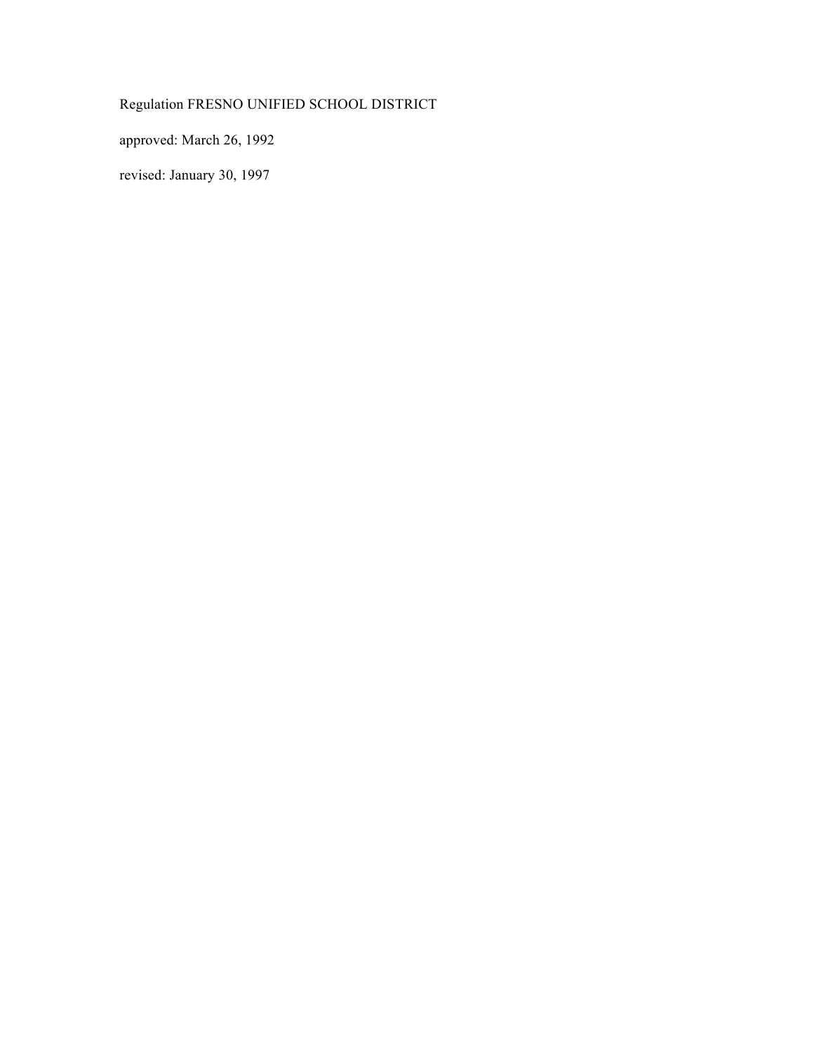Regulation FRESNO UNIFIED SCHOOL DISTRICT

approved: March 26, 1992

revised: January 30, 1997